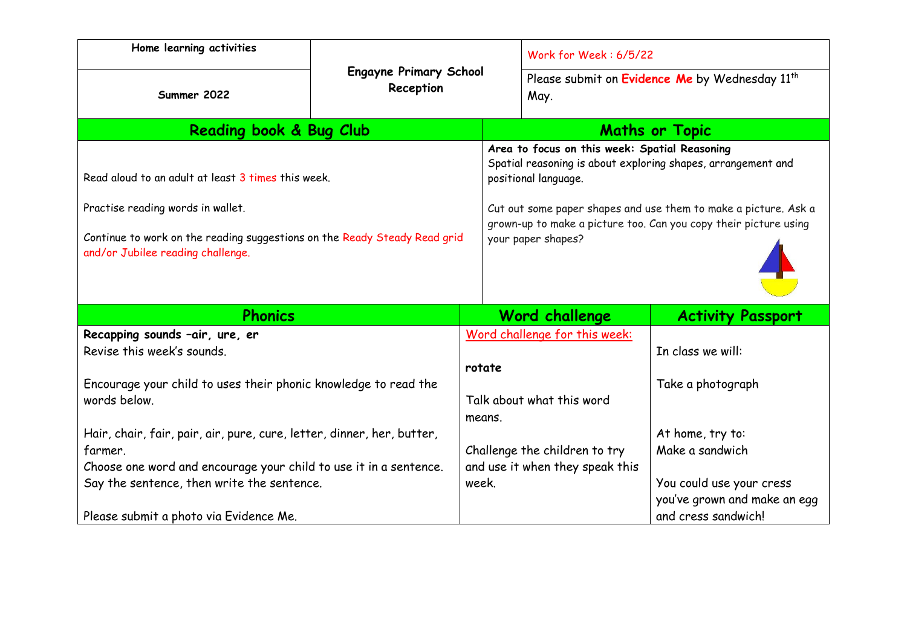| Home learning activities | Engayne Primary School Reception | Work for Week : 6/5/22 |
|---|---|---|
| Summer 2022 | | Please submit on **Evidence Me** by Wednesday 11th May. |

## Reading book & Bug Club

Read aloud to an adult at least 3 times this week.

Practise reading words in wallet.

Continue to work on the reading suggestions on the Ready Steady Read grid and/or Jubilee reading challenge.

## Maths or Topic

**Area to focus on this week: Spatial Reasoning**
Spatial reasoning is about exploring shapes, arrangement and positional language.

Cut out some paper shapes and use them to make a picture. Ask a grown-up to make a picture too. Can you copy their picture using your paper shapes?

## Phonics

**Recapping sounds –air, ure, er**
Revise this week's sounds.

Encourage your child to uses their phonic knowledge to read the words below.

Hair, chair, fair, pair, air, pure, cure, letter, dinner, her, butter, farmer.
Choose one word and encourage your child to use it in a sentence. Say the sentence, then write the sentence.

Please submit a photo via Evidence Me.

## Word challenge

Word challenge for this week:

**rotate**

Talk about what this word means.

Challenge the children to try and use it when they speak this week.

## Activity Passport

In class we will:

Take a photograph

At home, try to:
Make a sandwich

You could use your cress you've grown and make an egg and cress sandwich!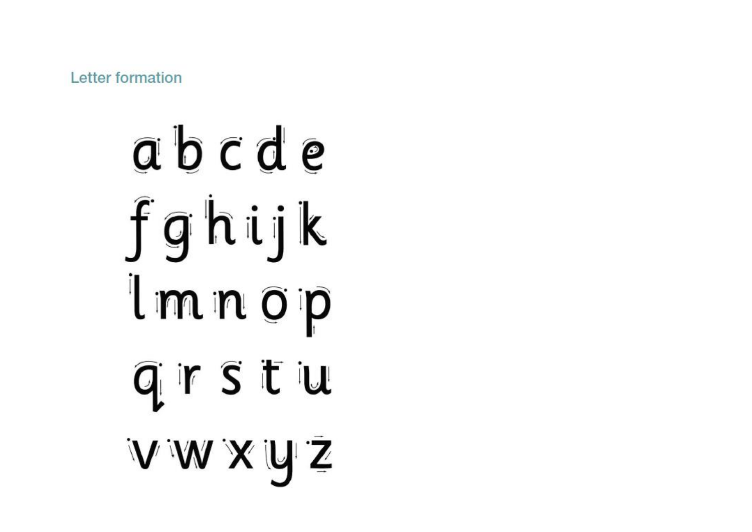## Letter formation

a b c d e

f g h i j k

l m n o p

q r s t u

v w x y z